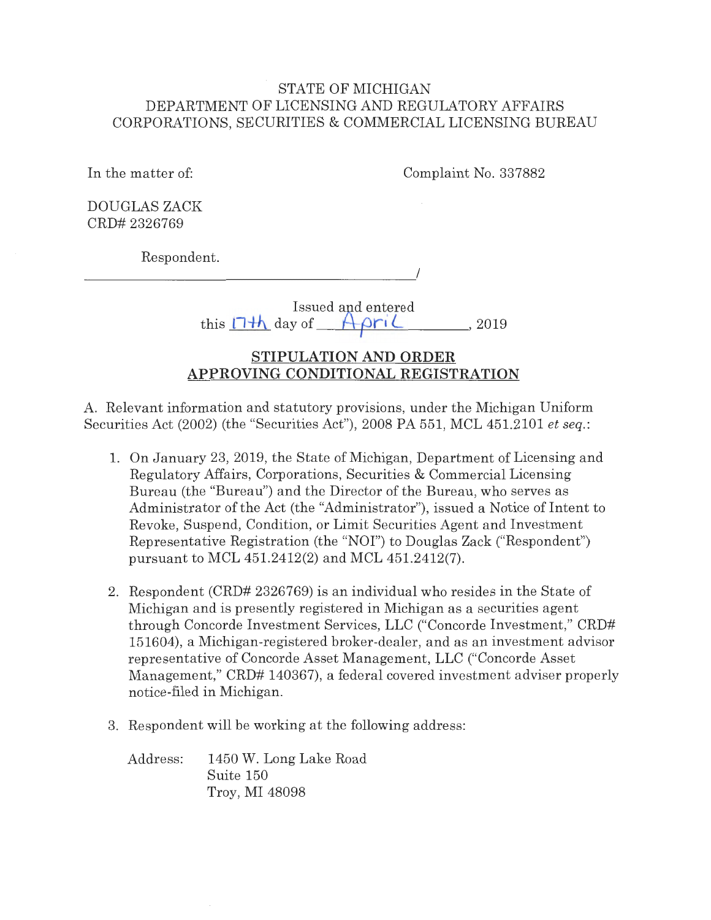STATE OF MICHIGAN
DEPARTMENT OF LICENSING AND REGULATORY AFFAIRS
CORPORATIONS, SECURITIES & COMMERCIAL LICENSING BUREAU

In the matter of:

Complaint No. 337882

DOUGLAS ZACK
CRD# 2326769

Respondent.

_____________________________________/

Issued and entered
this 17th day of April, 2019

## STIPULATION AND ORDER APPROVING CONDITIONAL REGISTRATION

A. Relevant information and statutory provisions, under the Michigan Uniform Securities Act (2002) (the "Securities Act"), 2008 PA 551, MCL 451.2101 *et seq.*:

1. On January 23, 2019, the State of Michigan, Department of Licensing and Regulatory Affairs, Corporations, Securities & Commercial Licensing Bureau (the "Bureau") and the Director of the Bureau, who serves as Administrator of the Act (the "Administrator"), issued a Notice of Intent to Revoke, Suspend, Condition, or Limit Securities Agent and Investment Representative Registration (the "NOI") to Douglas Zack ("Respondent") pursuant to MCL 451.2412(2) and MCL 451.2412(7).

2. Respondent (CRD# 2326769) is an individual who resides in the State of Michigan and is presently registered in Michigan as a securities agent through Concorde Investment Services, LLC ("Concorde Investment," CRD# 151604), a Michigan-registered broker-dealer, and as an investment advisor representative of Concorde Asset Management, LLC ("Concorde Asset Management," CRD# 140367), a federal covered investment adviser properly notice-filed in Michigan.

3. Respondent will be working at the following address:

   Address: 1450 W. Long Lake Road
   Suite 150
   Troy, MI 48098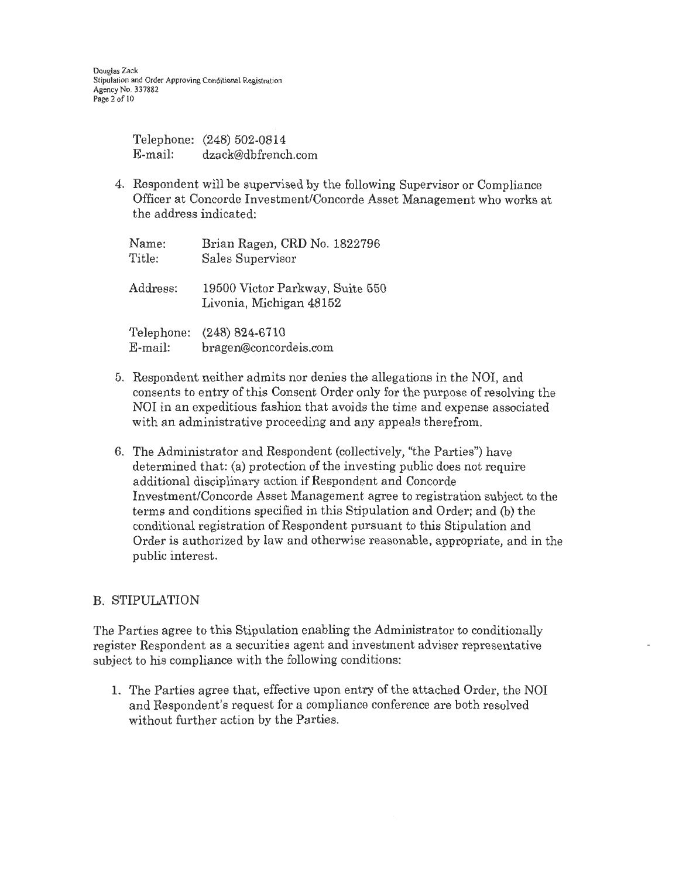Telephone: (248) 502-0814
E-mail: dzack@dbfrench.com

4. Respondent will be supervised by the following Supervisor or Compliance Officer at Concorde Investment/Concorde Asset Management who works at the address indicated:

   Name: Brian Ragen, CRD No. 1822796
   Title: Sales Supervisor

   Address: 19500 Victor Parkway, Suite 550
   Livonia, Michigan 48152

   Telephone: (248) 824-6710
   E-mail: bragen@concordeis.com

5. Respondent neither admits nor denies the allegations in the NOI, and consents to entry of this Consent Order only for the purpose of resolving the NOI in an expeditious fashion that avoids the time and expense associated with an administrative proceeding and any appeals therefrom.

6. The Administrator and Respondent (collectively, "the Parties") have determined that: (a) protection of the investing public does not require additional disciplinary action if Respondent and Concorde Investment/Concorde Asset Management agree to registration subject to the terms and conditions specified in this Stipulation and Order; and (b) the conditional registration of Respondent pursuant to this Stipulation and Order is authorized by law and otherwise reasonable, appropriate, and in the public interest.

## B. STIPULATION

The Parties agree to this Stipulation enabling the Administrator to conditionally register Respondent as a securities agent and investment adviser representative subject to his compliance with the following conditions:

1. The Parties agree that, effective upon entry of the attached Order, the NOI and Respondent's request for a compliance conference are both resolved without further action by the Parties.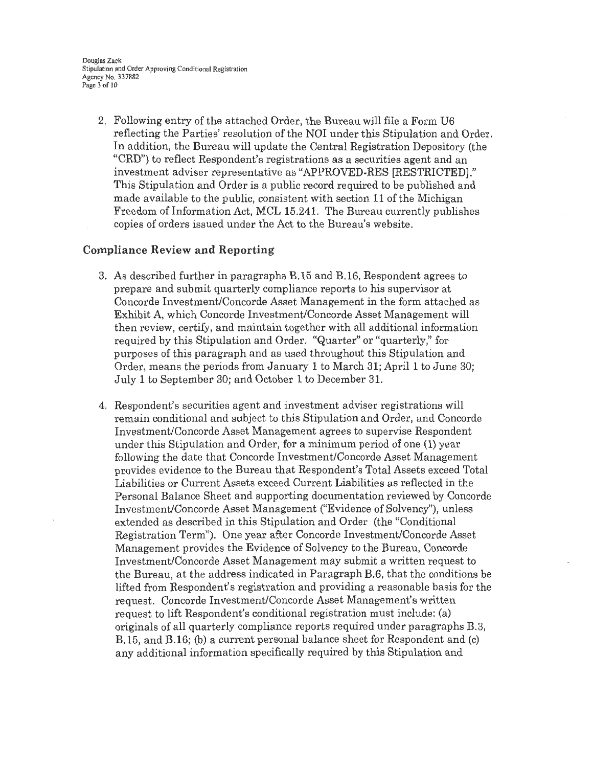2. Following entry of the attached Order, the Bureau will file a Form U6 reflecting the Parties' resolution of the NOI under this Stipulation and Order. In addition, the Bureau will update the Central Registration Depository (the "CRD") to reflect Respondent's registrations as a securities agent and an investment adviser representative as "APPROVED-RES [RESTRICTED]." This Stipulation and Order is a public record required to be published and made available to the public, consistent with section 11 of the Michigan Freedom of Information Act, MCL 15.241. The Bureau currently publishes copies of orders issued under the Act to the Bureau's website.

## Compliance Review and Reporting

3. As described further in paragraphs B.15 and B.16, Respondent agrees to prepare and submit quarterly compliance reports to his supervisor at Concorde Investment/Concorde Asset Management in the form attached as Exhibit A, which Concorde Investment/Concorde Asset Management will then review, certify, and maintain together with all additional information required by this Stipulation and Order. "Quarter" or "quarterly," for purposes of this paragraph and as used throughout this Stipulation and Order, means the periods from January 1 to March 31; April 1 to June 30; July 1 to September 30; and October 1 to December 31.

4. Respondent's securities agent and investment adviser registrations will remain conditional and subject to this Stipulation and Order, and Concorde Investment/Concorde Asset Management agrees to supervise Respondent under this Stipulation and Order, for a minimum period of one (1) year following the date that Concorde Investment/Concorde Asset Management provides evidence to the Bureau that Respondent's Total Assets exceed Total Liabilities or Current Assets exceed Current Liabilities as reflected in the Personal Balance Sheet and supporting documentation reviewed by Concorde Investment/Concorde Asset Management ("Evidence of Solvency"), unless extended as described in this Stipulation and Order (the "Conditional Registration Term"). One year after Concorde Investment/Concorde Asset Management provides the Evidence of Solvency to the Bureau, Concorde Investment/Concorde Asset Management may submit a written request to the Bureau, at the address indicated in Paragraph B.6, that the conditions be lifted from Respondent's registration and providing a reasonable basis for the request. Concorde Investment/Concorde Asset Management's written request to lift Respondent's conditional registration must include: (a) originals of all quarterly compliance reports required under paragraphs B.3, B.15, and B.16; (b) a current personal balance sheet for Respondent and (c) any additional information specifically required by this Stipulation and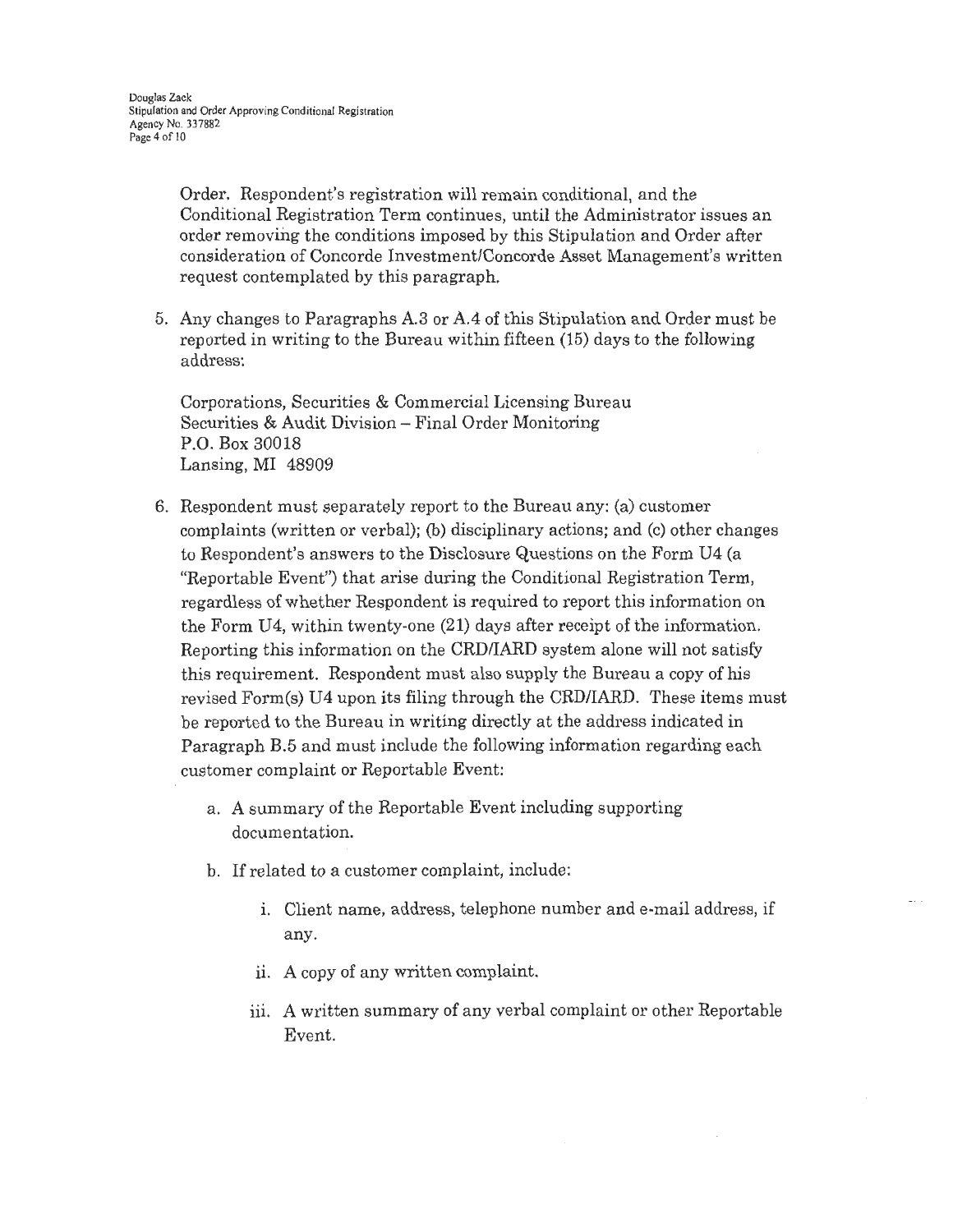Order. Respondent's registration will remain conditional, and the Conditional Registration Term continues, until the Administrator issues an order removing the conditions imposed by this Stipulation and Order after consideration of Concorde Investment/Concorde Asset Management's written request contemplated by this paragraph.

5. Any changes to Paragraphs A.3 or A.4 of this Stipulation and Order must be reported in writing to the Bureau within fifteen (15) days to the following address:

   Corporations, Securities & Commercial Licensing Bureau
   Securities & Audit Division – Final Order Monitoring
   P.O. Box 30018
   Lansing, MI 48909

6. Respondent must separately report to the Bureau any: (a) customer complaints (written or verbal); (b) disciplinary actions; and (c) other changes to Respondent's answers to the Disclosure Questions on the Form U4 (a "Reportable Event") that arise during the Conditional Registration Term, regardless of whether Respondent is required to report this information on the Form U4, within twenty-one (21) days after receipt of the information. Reporting this information on the CRD/IARD system alone will not satisfy this requirement. Respondent must also supply the Bureau a copy of his revised Form(s) U4 upon its filing through the CRD/IARD. These items must be reported to the Bureau in writing directly at the address indicated in Paragraph B.5 and must include the following information regarding each customer complaint or Reportable Event:

   a. A summary of the Reportable Event including supporting documentation.

   b. If related to a customer complaint, include:

      i. Client name, address, telephone number and e-mail address, if any.

      ii. A copy of any written complaint.

      iii. A written summary of any verbal complaint or other Reportable Event.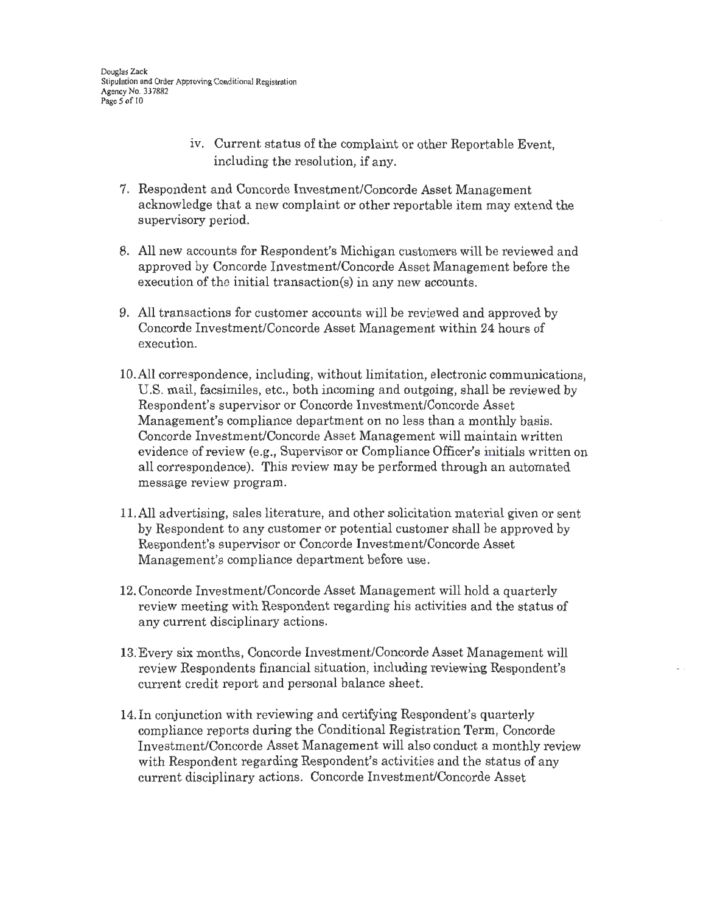iv. Current status of the complaint or other Reportable Event, including the resolution, if any.

7. Respondent and Concorde Investment/Concorde Asset Management acknowledge that a new complaint or other reportable item may extend the supervisory period.

8. All new accounts for Respondent's Michigan customers will be reviewed and approved by Concorde Investment/Concorde Asset Management before the execution of the initial transaction(s) in any new accounts.

9. All transactions for customer accounts will be reviewed and approved by Concorde Investment/Concorde Asset Management within 24 hours of execution.

10. All correspondence, including, without limitation, electronic communications, U.S. mail, facsimiles, etc., both incoming and outgoing, shall be reviewed by Respondent's supervisor or Concorde Investment/Concorde Asset Management's compliance department on no less than a monthly basis. Concorde Investment/Concorde Asset Management will maintain written evidence of review (e.g., Supervisor or Compliance Officer's initials written on all correspondence). This review may be performed through an automated message review program.

11. All advertising, sales literature, and other solicitation material given or sent by Respondent to any customer or potential customer shall be approved by Respondent's supervisor or Concorde Investment/Concorde Asset Management's compliance department before use.

12. Concorde Investment/Concorde Asset Management will hold a quarterly review meeting with Respondent regarding his activities and the status of any current disciplinary actions.

13. Every six months, Concorde Investment/Concorde Asset Management will review Respondents financial situation, including reviewing Respondent's current credit report and personal balance sheet.

14. In conjunction with reviewing and certifying Respondent's quarterly compliance reports during the Conditional Registration Term, Concorde Investment/Concorde Asset Management will also conduct a monthly review with Respondent regarding Respondent's activities and the status of any current disciplinary actions. Concorde Investment/Concorde Asset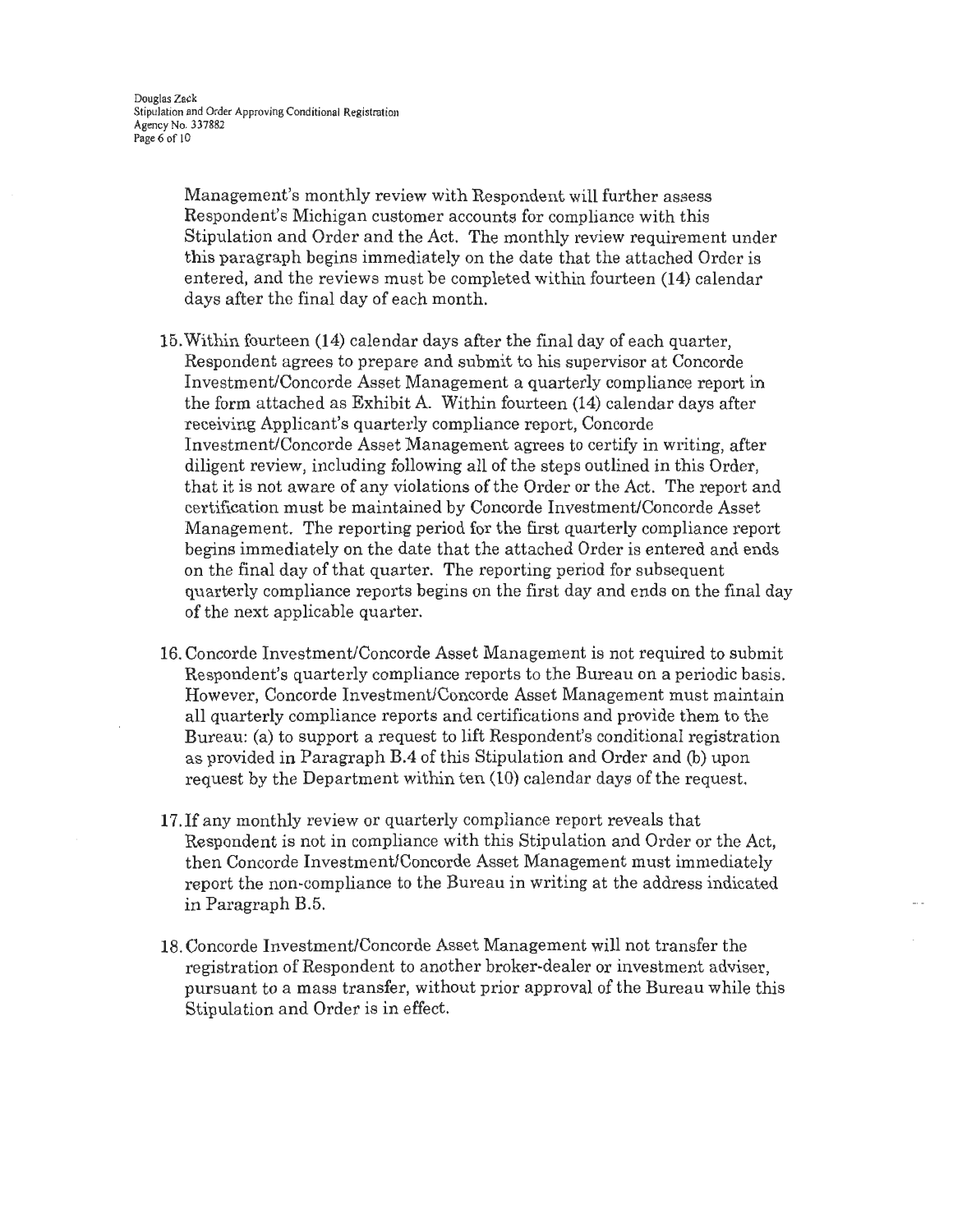Management's monthly review with Respondent will further assess Respondent's Michigan customer accounts for compliance with this Stipulation and Order and the Act. The monthly review requirement under this paragraph begins immediately on the date that the attached Order is entered, and the reviews must be completed within fourteen (14) calendar days after the final day of each month.

15. Within fourteen (14) calendar days after the final day of each quarter, Respondent agrees to prepare and submit to his supervisor at Concorde Investment/Concorde Asset Management a quarterly compliance report in the form attached as Exhibit A. Within fourteen (14) calendar days after receiving Applicant's quarterly compliance report, Concorde Investment/Concorde Asset Management agrees to certify in writing, after diligent review, including following all of the steps outlined in this Order, that it is not aware of any violations of the Order or the Act. The report and certification must be maintained by Concorde Investment/Concorde Asset Management. The reporting period for the first quarterly compliance report begins immediately on the date that the attached Order is entered and ends on the final day of that quarter. The reporting period for subsequent quarterly compliance reports begins on the first day and ends on the final day of the next applicable quarter.

16. Concorde Investment/Concorde Asset Management is not required to submit Respondent's quarterly compliance reports to the Bureau on a periodic basis. However, Concorde Investment/Concorde Asset Management must maintain all quarterly compliance reports and certifications and provide them to the Bureau: (a) to support a request to lift Respondent's conditional registration as provided in Paragraph B.4 of this Stipulation and Order and (b) upon request by the Department within ten (10) calendar days of the request.

17. If any monthly review or quarterly compliance report reveals that Respondent is not in compliance with this Stipulation and Order or the Act, then Concorde Investment/Concorde Asset Management must immediately report the non-compliance to the Bureau in writing at the address indicated in Paragraph B.5.

18. Concorde Investment/Concorde Asset Management will not transfer the registration of Respondent to another broker-dealer or investment adviser, pursuant to a mass transfer, without prior approval of the Bureau while this Stipulation and Order is in effect.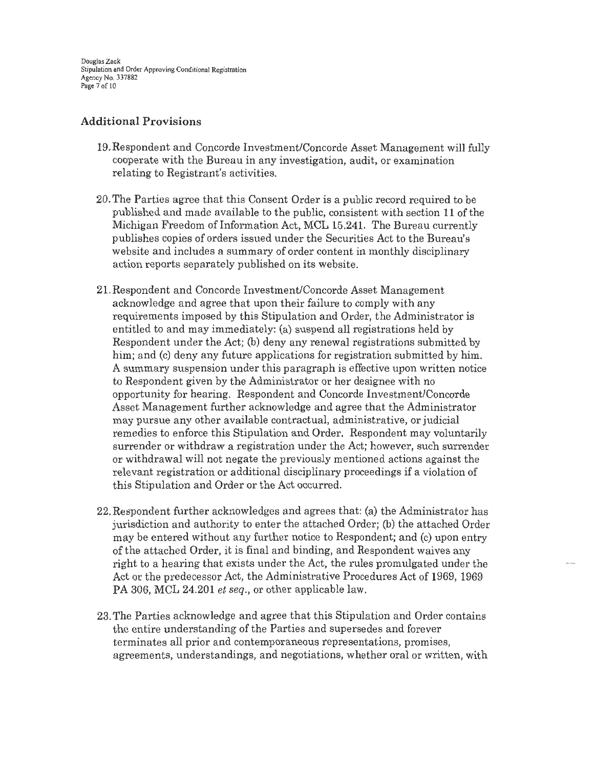## Additional Provisions

19. Respondent and Concorde Investment/Concorde Asset Management will fully cooperate with the Bureau in any investigation, audit, or examination relating to Registrant's activities.

20. The Parties agree that this Consent Order is a public record required to be published and made available to the public, consistent with section 11 of the Michigan Freedom of Information Act, MCL 15.241. The Bureau currently publishes copies of orders issued under the Securities Act to the Bureau's website and includes a summary of order content in monthly disciplinary action reports separately published on its website.

21. Respondent and Concorde Investment/Concorde Asset Management acknowledge and agree that upon their failure to comply with any requirements imposed by this Stipulation and Order, the Administrator is entitled to and may immediately: (a) suspend all registrations held by Respondent under the Act; (b) deny any renewal registrations submitted by him; and (c) deny any future applications for registration submitted by him. A summary suspension under this paragraph is effective upon written notice to Respondent given by the Administrator or her designee with no opportunity for hearing. Respondent and Concorde Investment/Concorde Asset Management further acknowledge and agree that the Administrator may pursue any other available contractual, administrative, or judicial remedies to enforce this Stipulation and Order. Respondent may voluntarily surrender or withdraw a registration under the Act; however, such surrender or withdrawal will not negate the previously mentioned actions against the relevant registration or additional disciplinary proceedings if a violation of this Stipulation and Order or the Act occurred.

22. Respondent further acknowledges and agrees that: (a) the Administrator has jurisdiction and authority to enter the attached Order; (b) the attached Order may be entered without any further notice to Respondent; and (c) upon entry of the attached Order, it is final and binding, and Respondent waives any right to a hearing that exists under the Act, the rules promulgated under the Act or the predecessor Act, the Administrative Procedures Act of 1969, 1969 PA 306, MCL 24.201 *et seq.*, or other applicable law.

23. The Parties acknowledge and agree that this Stipulation and Order contains the entire understanding of the Parties and supersedes and forever terminates all prior and contemporaneous representations, promises, agreements, understandings, and negotiations, whether oral or written, with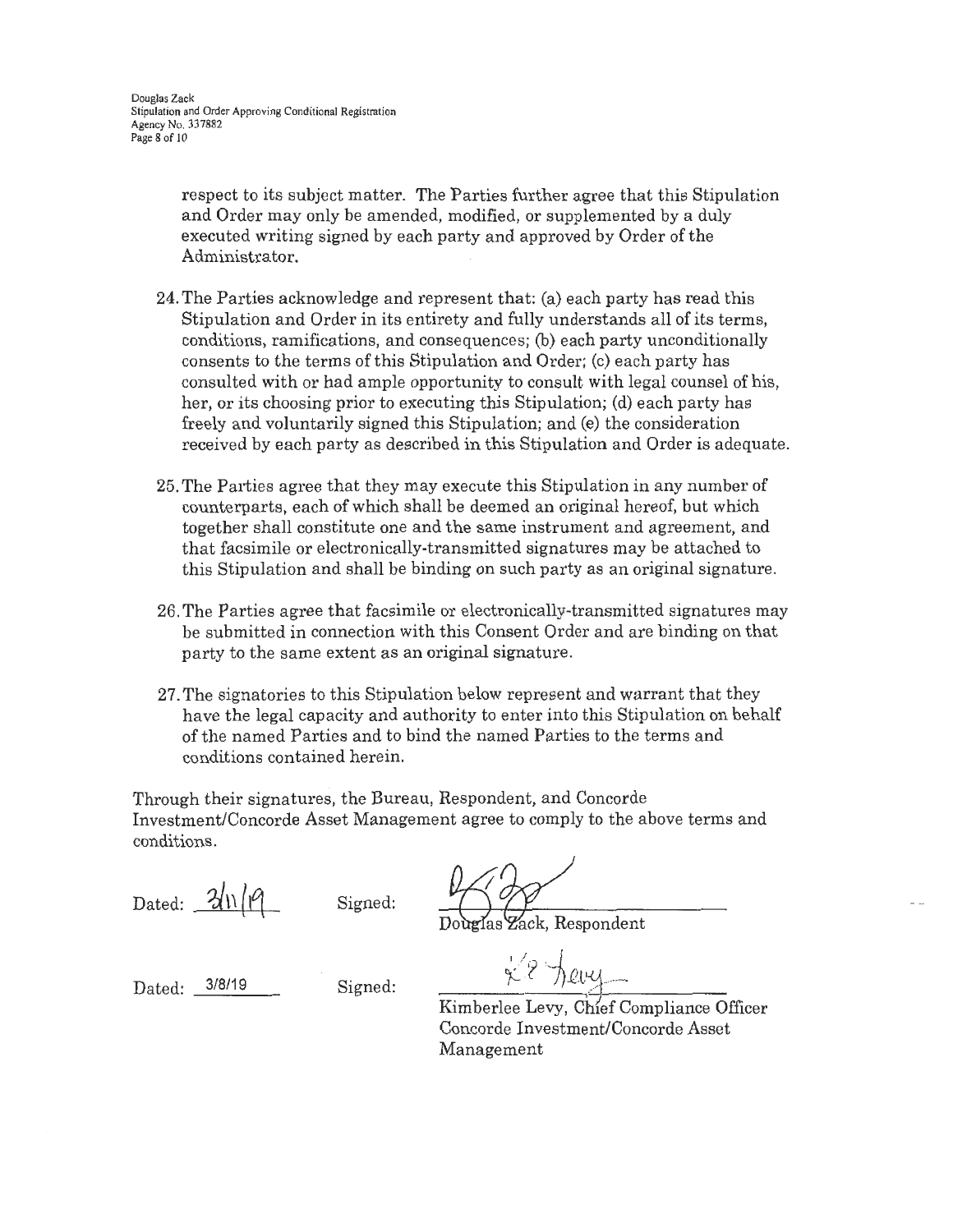respect to its subject matter. The Parties further agree that this Stipulation and Order may only be amended, modified, or supplemented by a duly executed writing signed by each party and approved by Order of the Administrator.

24. The Parties acknowledge and represent that: (a) each party has read this Stipulation and Order in its entirety and fully understands all of its terms, conditions, ramifications, and consequences; (b) each party unconditionally consents to the terms of this Stipulation and Order; (c) each party has consulted with or had ample opportunity to consult with legal counsel of his, her, or its choosing prior to executing this Stipulation; (d) each party has freely and voluntarily signed this Stipulation; and (e) the consideration received by each party as described in this Stipulation and Order is adequate.

25. The Parties agree that they may execute this Stipulation in any number of counterparts, each of which shall be deemed an original hereof, but which together shall constitute one and the same instrument and agreement, and that facsimile or electronically-transmitted signatures may be attached to this Stipulation and shall be binding on such party as an original signature.

26. The Parties agree that facsimile or electronically-transmitted signatures may be submitted in connection with this Consent Order and are binding on that party to the same extent as an original signature.

27. The signatories to this Stipulation below represent and warrant that they have the legal capacity and authority to enter into this Stipulation on behalf of the named Parties and to bind the named Parties to the terms and conditions contained herein.

Through their signatures, the Bureau, Respondent, and Concorde Investment/Concorde Asset Management agree to comply to the above terms and conditions.

Dated: 3/11/19 Signed: ______________________
Douglas Zack, Respondent

Dated: 3/8/19 Signed: ______________________
Kimberlee Levy, Chief Compliance Officer
Concorde Investment/Concorde Asset Management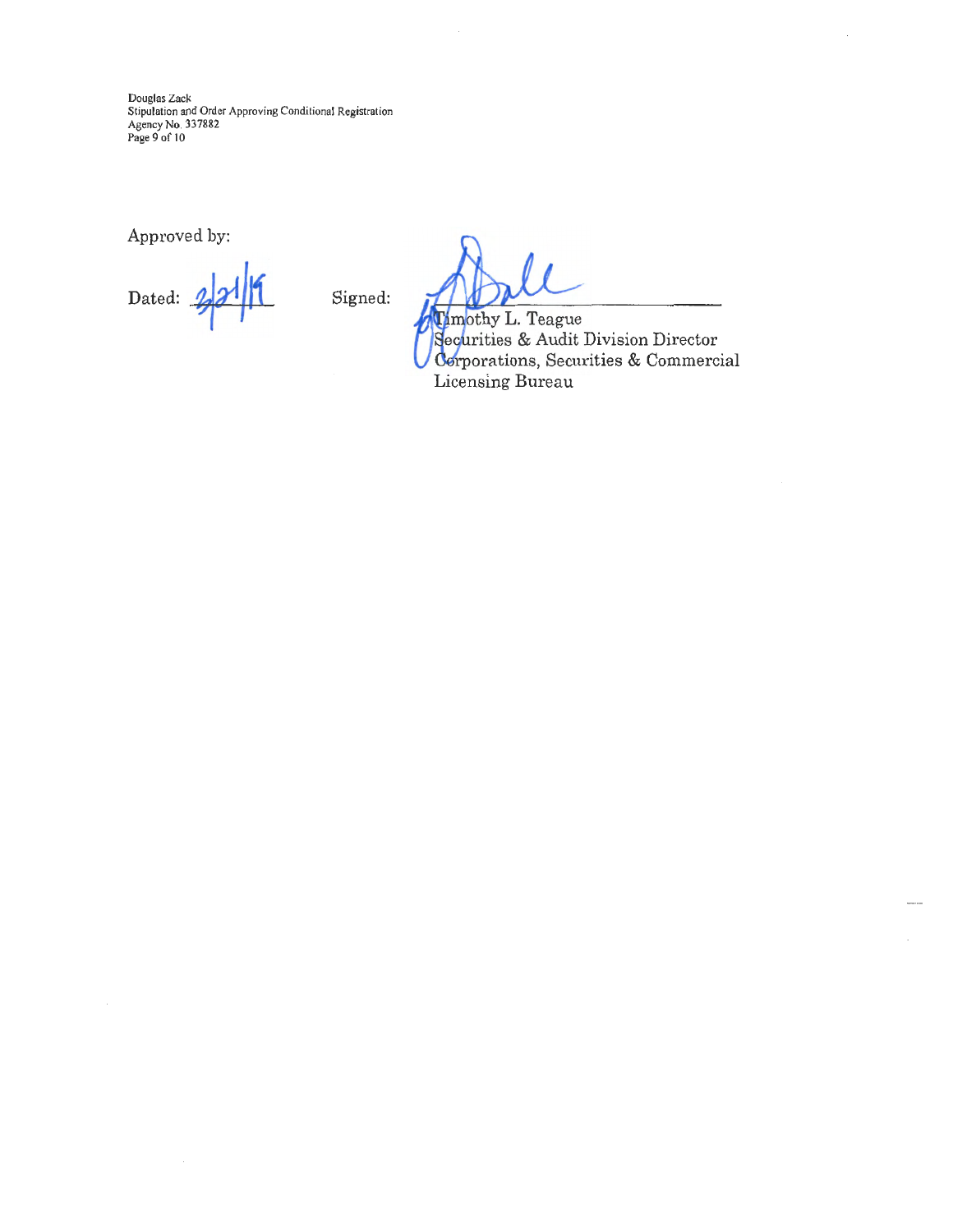Approved by:

Dated: 2/21/19

Signed: ______________________

Timothy L. Teague
Securities & Audit Division Director
Corporations, Securities & Commercial Licensing Bureau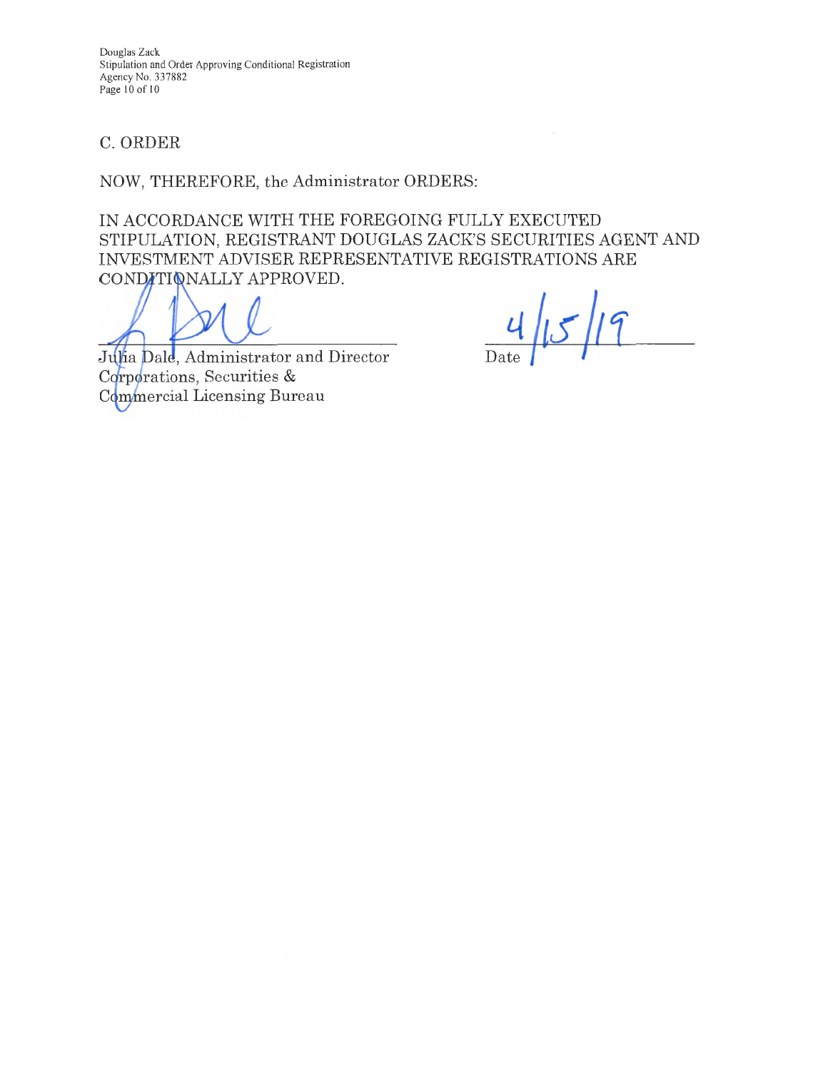## C. ORDER

NOW, THEREFORE, the Administrator ORDERS:

IN ACCORDANCE WITH THE FOREGOING FULLY EXECUTED STIPULATION, REGISTRANT DOUGLAS ZACK'S SECURITIES AGENT AND INVESTMENT ADVISER REPRESENTATIVE REGISTRATIONS ARE CONDITIONALLY APPROVED.

Julia Dale, Administrator and Director
Corporations, Securities &
Commercial Licensing Bureau

4/15/19
Date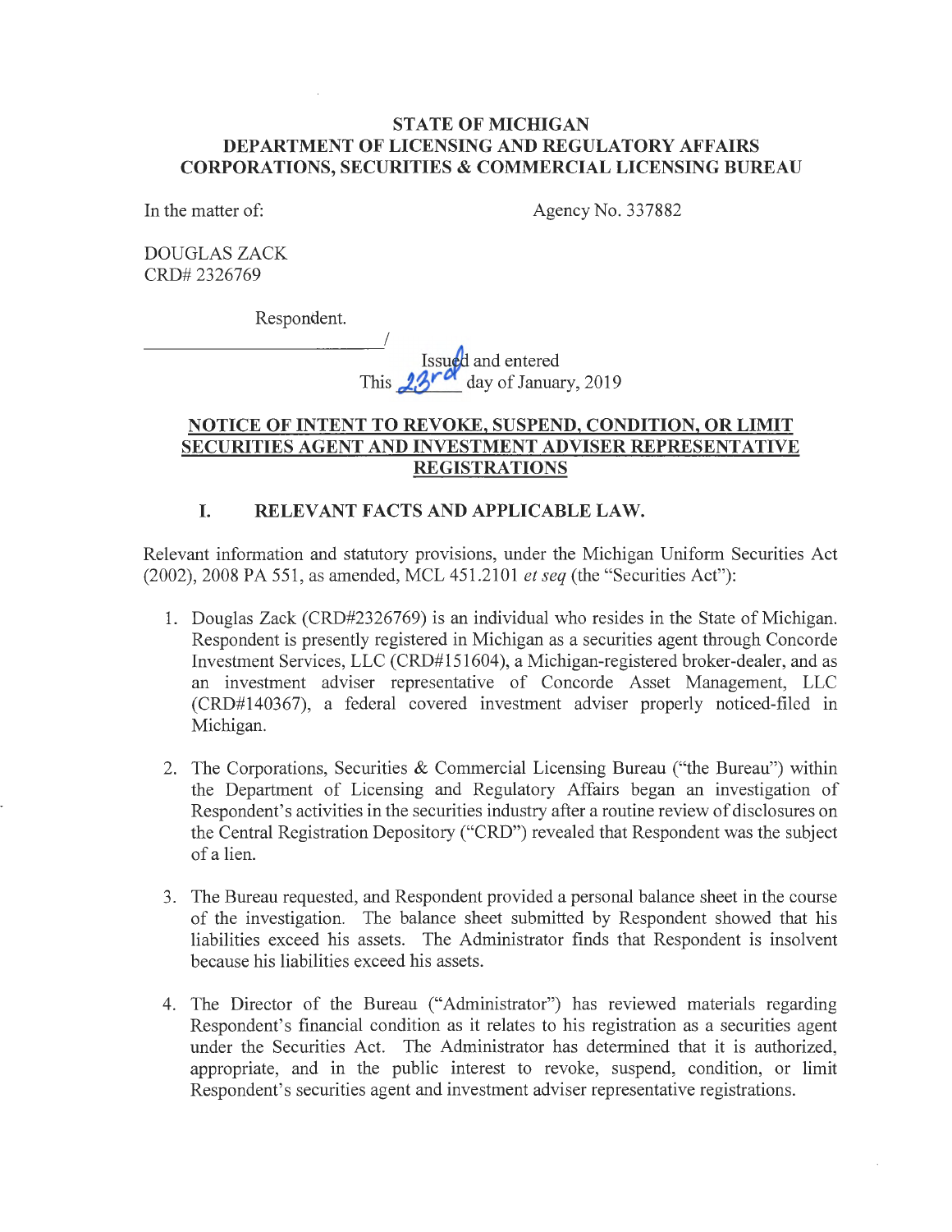**STATE OF MICHIGAN**
**DEPARTMENT OF LICENSING AND REGULATORY AFFAIRS**
**CORPORATIONS, SECURITIES & COMMERCIAL LICENSING BUREAU**

In the matter of: Agency No. 337882

DOUGLAS ZACK
CRD# 2326769

Respondent.

_______________________/

Issued and entered
This 23rd day of January, 2019

## NOTICE OF INTENT TO REVOKE, SUSPEND, CONDITION, OR LIMIT SECURITIES AGENT AND INVESTMENT ADVISER REPRESENTATIVE REGISTRATIONS

### I. RELEVANT FACTS AND APPLICABLE LAW.

Relevant information and statutory provisions, under the Michigan Uniform Securities Act (2002), 2008 PA 551, as amended, MCL 451.2101 *et seq* (the "Securities Act"):

1. Douglas Zack (CRD#2326769) is an individual who resides in the State of Michigan. Respondent is presently registered in Michigan as a securities agent through Concorde Investment Services, LLC (CRD#151604), a Michigan-registered broker-dealer, and as an investment adviser representative of Concorde Asset Management, LLC (CRD#140367), a federal covered investment adviser properly noticed-filed in Michigan.

2. The Corporations, Securities & Commercial Licensing Bureau ("the Bureau") within the Department of Licensing and Regulatory Affairs began an investigation of Respondent's activities in the securities industry after a routine review of disclosures on the Central Registration Depository ("CRD") revealed that Respondent was the subject of a lien.

3. The Bureau requested, and Respondent provided a personal balance sheet in the course of the investigation. The balance sheet submitted by Respondent showed that his liabilities exceed his assets. The Administrator finds that Respondent is insolvent because his liabilities exceed his assets.

4. The Director of the Bureau ("Administrator") has reviewed materials regarding Respondent's financial condition as it relates to his registration as a securities agent under the Securities Act. The Administrator has determined that it is authorized, appropriate, and in the public interest to revoke, suspend, condition, or limit Respondent's securities agent and investment adviser representative registrations.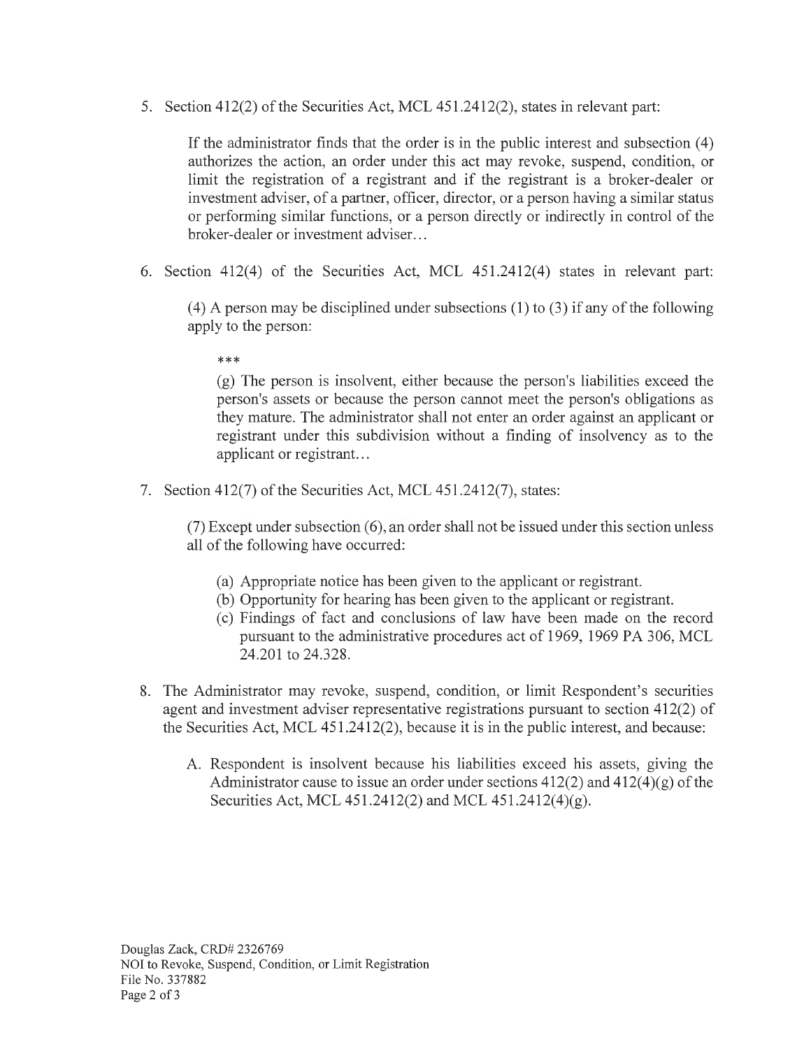5. Section 412(2) of the Securities Act, MCL 451.2412(2), states in relevant part:

   If the administrator finds that the order is in the public interest and subsection (4) authorizes the action, an order under this act may revoke, suspend, condition, or limit the registration of a registrant and if the registrant is a broker-dealer or investment adviser, of a partner, officer, director, or a person having a similar status or performing similar functions, or a person directly or indirectly in control of the broker-dealer or investment adviser…

6. Section 412(4) of the Securities Act, MCL 451.2412(4) states in relevant part:

   (4) A person may be disciplined under subsections (1) to (3) if any of the following apply to the person:

   ***

   (g) The person is insolvent, either because the person's liabilities exceed the person's assets or because the person cannot meet the person's obligations as they mature. The administrator shall not enter an order against an applicant or registrant under this subdivision without a finding of insolvency as to the applicant or registrant…

7. Section 412(7) of the Securities Act, MCL 451.2412(7), states:

   (7) Except under subsection (6), an order shall not be issued under this section unless all of the following have occurred:

   (a) Appropriate notice has been given to the applicant or registrant.
   (b) Opportunity for hearing has been given to the applicant or registrant.
   (c) Findings of fact and conclusions of law have been made on the record pursuant to the administrative procedures act of 1969, 1969 PA 306, MCL 24.201 to 24.328.

8. The Administrator may revoke, suspend, condition, or limit Respondent's securities agent and investment adviser representative registrations pursuant to section 412(2) of the Securities Act, MCL 451.2412(2), because it is in the public interest, and because:

   A. Respondent is insolvent because his liabilities exceed his assets, giving the Administrator cause to issue an order under sections 412(2) and 412(4)(g) of the Securities Act, MCL 451.2412(2) and MCL 451.2412(4)(g).

Douglas Zack, CRD# 2326769
NOI to Revoke, Suspend, Condition, or Limit Registration
File No. 337882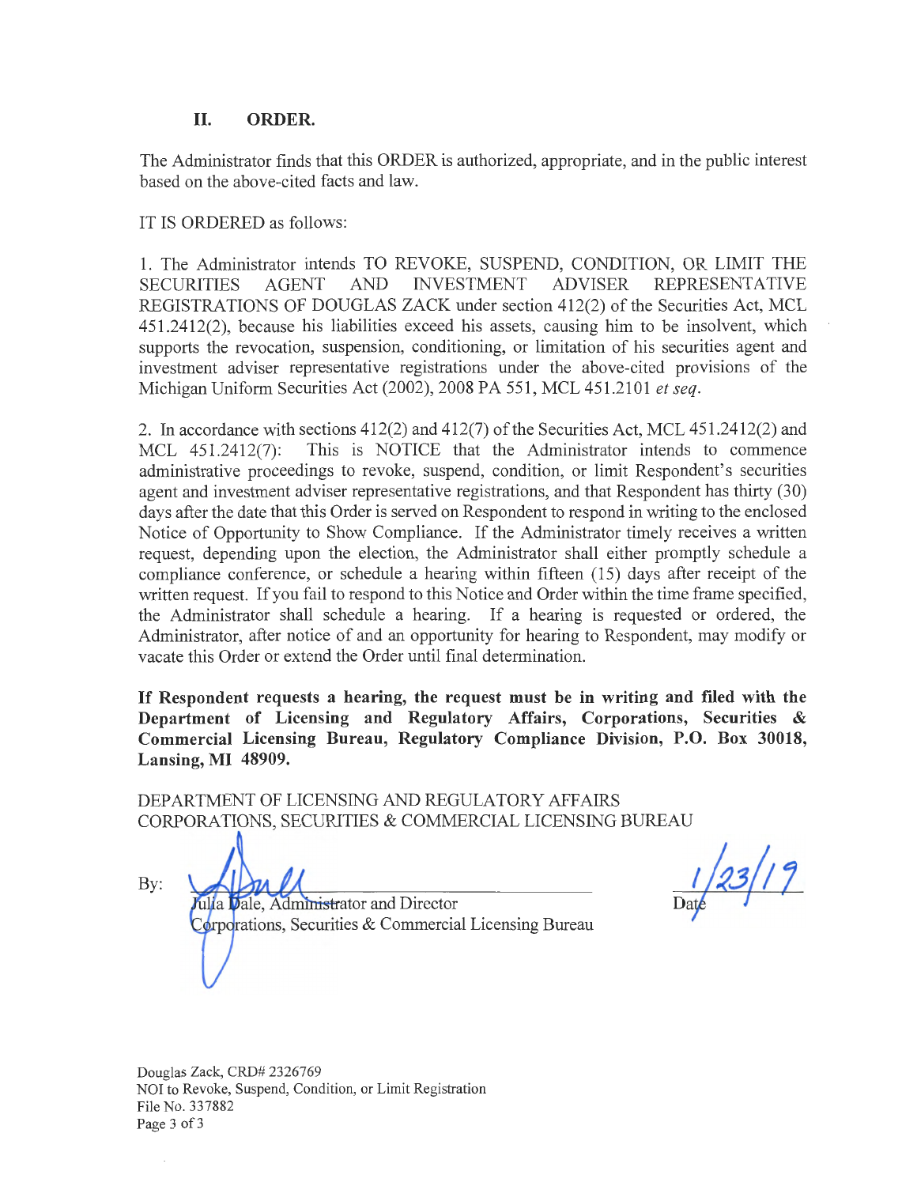## II. ORDER.

The Administrator finds that this ORDER is authorized, appropriate, and in the public interest based on the above-cited facts and law.

IT IS ORDERED as follows:

1. The Administrator intends TO REVOKE, SUSPEND, CONDITION, OR LIMIT THE SECURITIES AGENT AND INVESTMENT ADVISER REPRESENTATIVE REGISTRATIONS OF DOUGLAS ZACK under section 412(2) of the Securities Act, MCL 451.2412(2), because his liabilities exceed his assets, causing him to be insolvent, which supports the revocation, suspension, conditioning, or limitation of his securities agent and investment adviser representative registrations under the above-cited provisions of the Michigan Uniform Securities Act (2002), 2008 PA 551, MCL 451.2101 *et seq*.

2. In accordance with sections 412(2) and 412(7) of the Securities Act, MCL 451.2412(2) and MCL 451.2412(7): This is NOTICE that the Administrator intends to commence administrative proceedings to revoke, suspend, condition, or limit Respondent's securities agent and investment adviser representative registrations, and that Respondent has thirty (30) days after the date that this Order is served on Respondent to respond in writing to the enclosed Notice of Opportunity to Show Compliance. If the Administrator timely receives a written request, depending upon the election, the Administrator shall either promptly schedule a compliance conference, or schedule a hearing within fifteen (15) days after receipt of the written request. If you fail to respond to this Notice and Order within the time frame specified, the Administrator shall schedule a hearing. If a hearing is requested or ordered, the Administrator, after notice of and an opportunity for hearing to Respondent, may modify or vacate this Order or extend the Order until final determination.

**If Respondent requests a hearing, the request must be in writing and filed with the Department of Licensing and Regulatory Affairs, Corporations, Securities & Commercial Licensing Bureau, Regulatory Compliance Division, P.O. Box 30018, Lansing, MI 48909.**

DEPARTMENT OF LICENSING AND REGULATORY AFFAIRS
CORPORATIONS, SECURITIES & COMMERCIAL LICENSING BUREAU

By: ______________________________
Julia Dale, Administrator and Director
Corporations, Securities & Commercial Licensing Bureau

1/23/19
Date

Douglas Zack, CRD# 2326769
NOI to Revoke, Suspend, Condition, or Limit Registration
File No. 337882